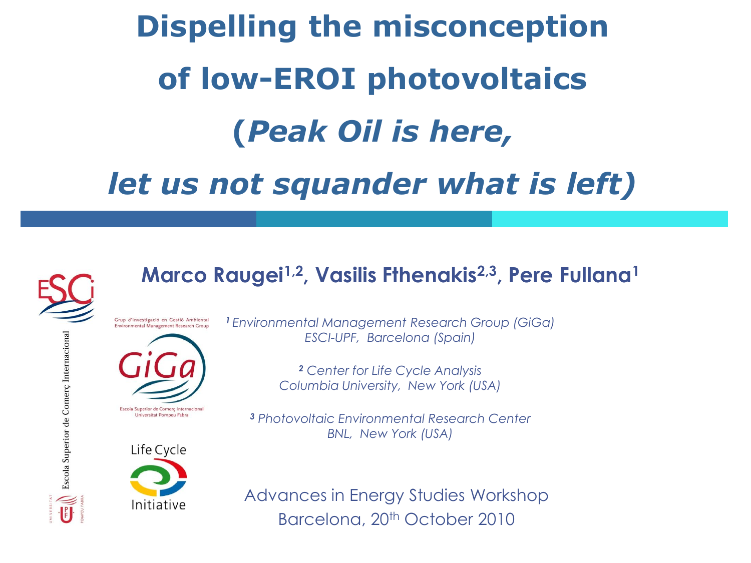# Dispelling the misconception of low-EROI photovoltaics

## (*Peak Oil is here, let us not squander what is left*)

**Marco Raugei[1,2], Vasilis Fthenakis[2,3], Pere Fullana[1]**

*[1] Environmental Management Research Group (GiGa)*
*ESCI-UPF, Barcelona (Spain)*

*[2] Center for Life Cycle Analysis*
*Columbia University, New York (USA)*

*[3] Photovoltaic Environmental Research Center*
*BNL, New York (USA)*

Advances in Energy Studies Workshop
Barcelona, 20th October 2010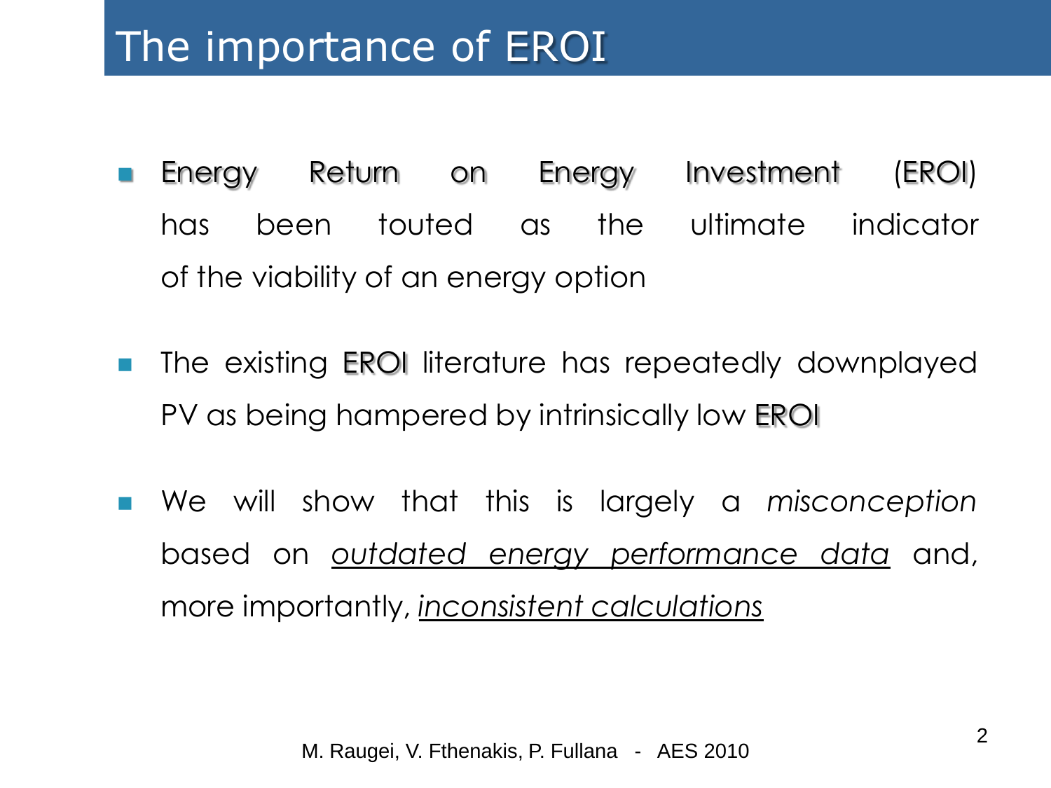# The importance of EROI

- Energy Return on Energy Investment (EROI) has been touted as the ultimate indicator of the viability of an energy option
- The existing EROI literature has repeatedly downplayed PV as being hampered by intrinsically low EROI
- We will show that this is largely a *misconception* based on <u>*outdated energy performance data*</u> and, more importantly, <u>*inconsistent calculations*</u>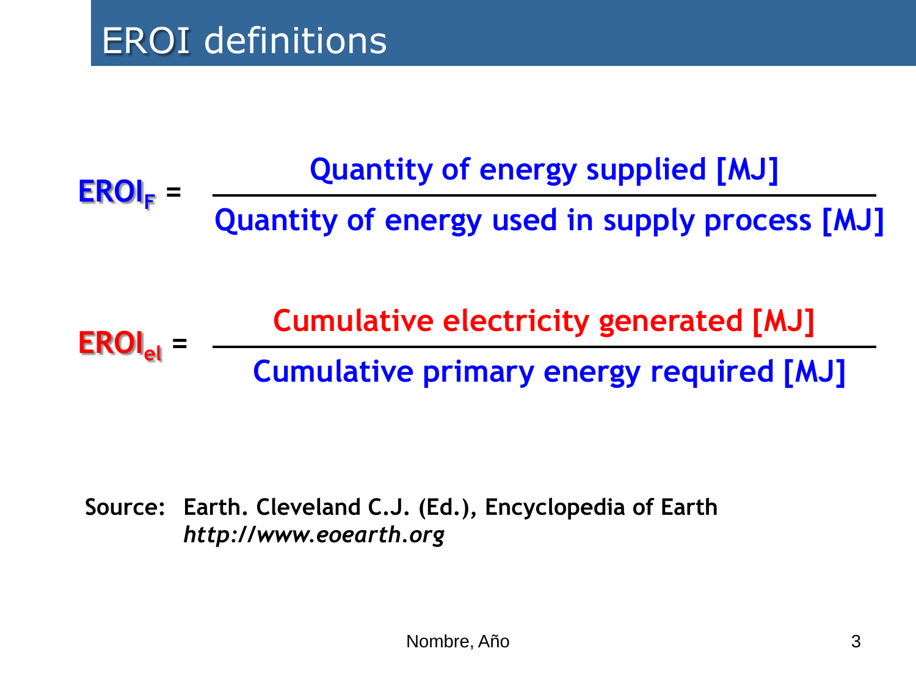# EROI definitions

$$EROI_F = \frac{\text{Quantity of energy supplied [MJ]}}{\text{Quantity of energy used in supply process [MJ]}}$$

$$EROI_{el} = \frac{\text{Cumulative electricity generated [MJ]}}{\text{Cumulative primary energy required [MJ]}}$$

**Source: Earth. Cleveland C.J. (Ed.), Encyclopedia of Earth**
***http://www.eoearth.org***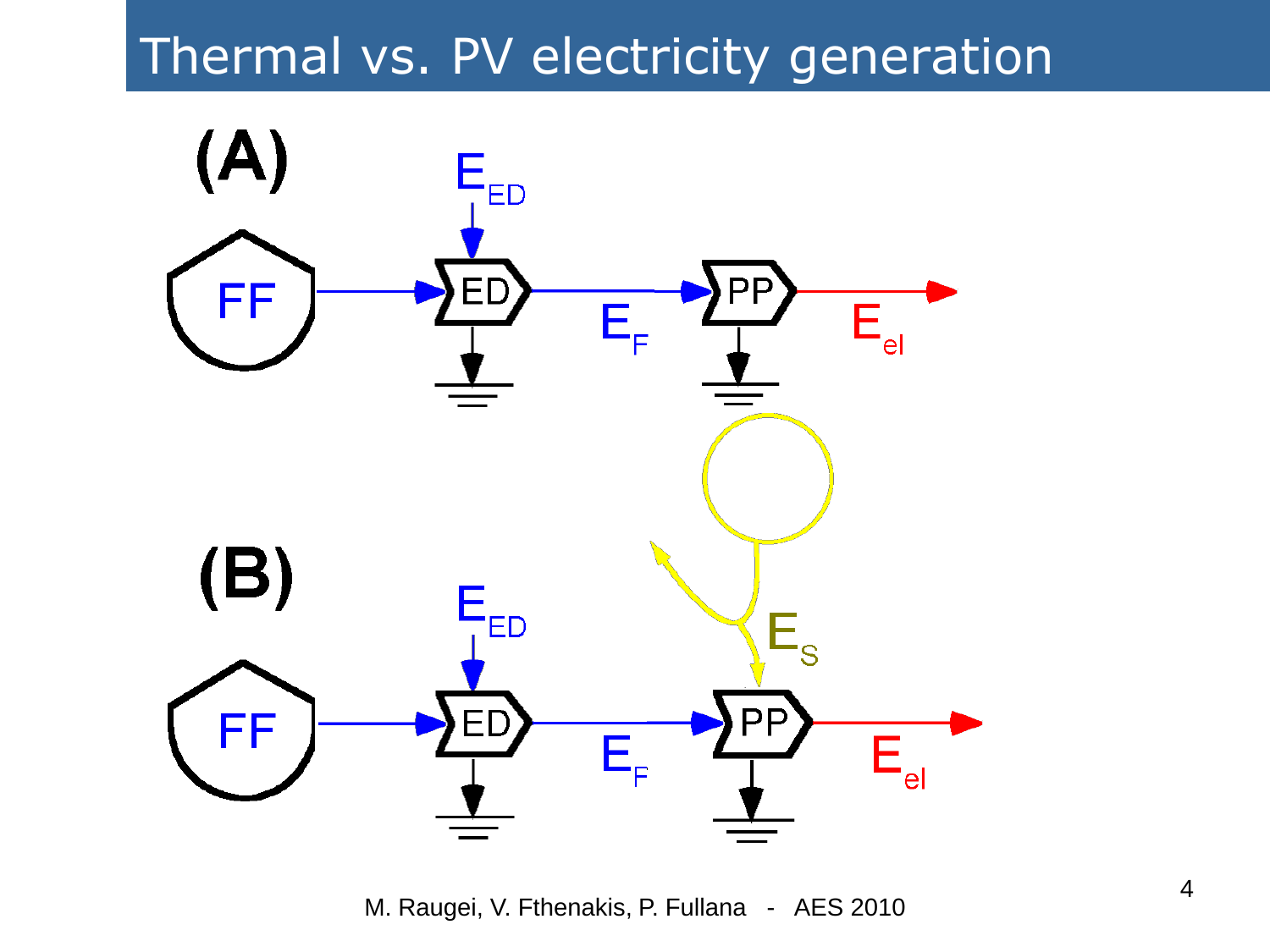# Thermal vs. PV electricity generation

(A)

$E_{ED}$

FF → ED → $E_F$ → PP → $E_{el}$

(B)

$E_{ED}$

$E_S$

FF → ED → $E_F$ → PP → $E_{el}$

M. Raugei, V. Fthenakis, P. Fullana - AES 2010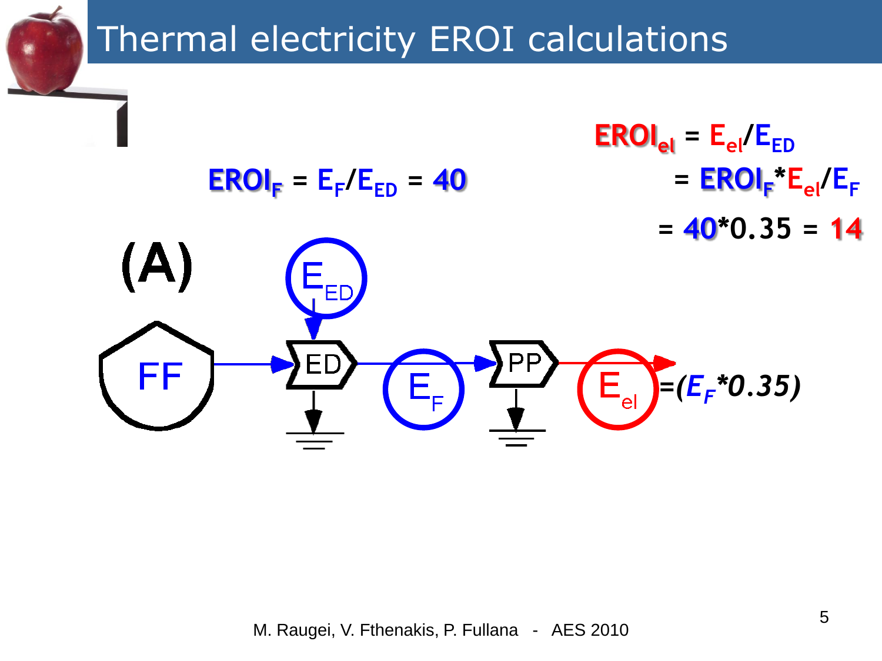# Thermal electricity EROI calculations

$EROI_F = E_F/E_{ED} = 40$

$EROI_{el} = E_{el}/E_{ED}$

$= EROI_F * E_{el}/E_F$

$= 40*0.35 = 14$

(A)

FF → ED → $E_F$ → PP → $E_{el}$ $=(E_F*0.35)$

$E_{ED}$

M. Raugei, V. Fthenakis, P. Fullana - AES 2010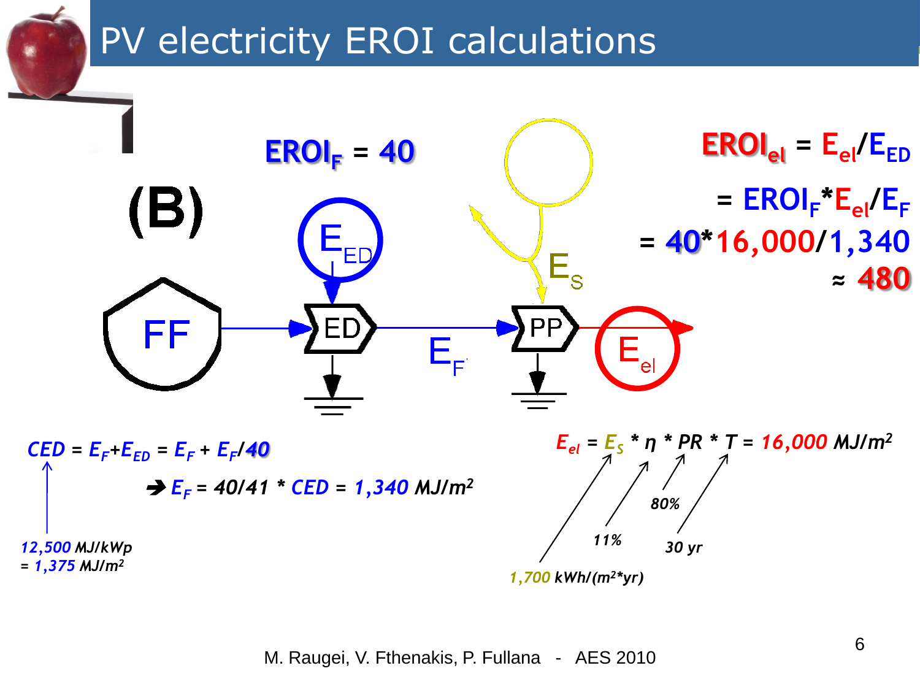# PV electricity EROI calculations

(B)

$EROI_F = 40$

FF → ED → $E_F$ → PP → $E_{el}$

$E_{ED}$, $E_S$

$$EROI_{el} = E_{el}/E_{ED}$$

$$= EROI_F * E_{el}/E_F$$

$$= 40 * 16{,}000/1{,}340$$

$$\approx 480$$

$CED = E_F + E_{ED} = E_F + E_F/40$

$\rightarrow E_F = 40/41 * CED = 1{,}340$ MJ/m²

12,500 MJ/kWp = 1,375 MJ/m²

$E_{el} = E_S * \eta * PR * T = 16{,}000$ MJ/m²

- $E_S$: 1,700 kWh/(m²*yr)
- $\eta$: 11%
- $PR$: 80%
- $T$: 30 yr

M. Raugei, V. Fthenakis, P. Fullana - AES 2010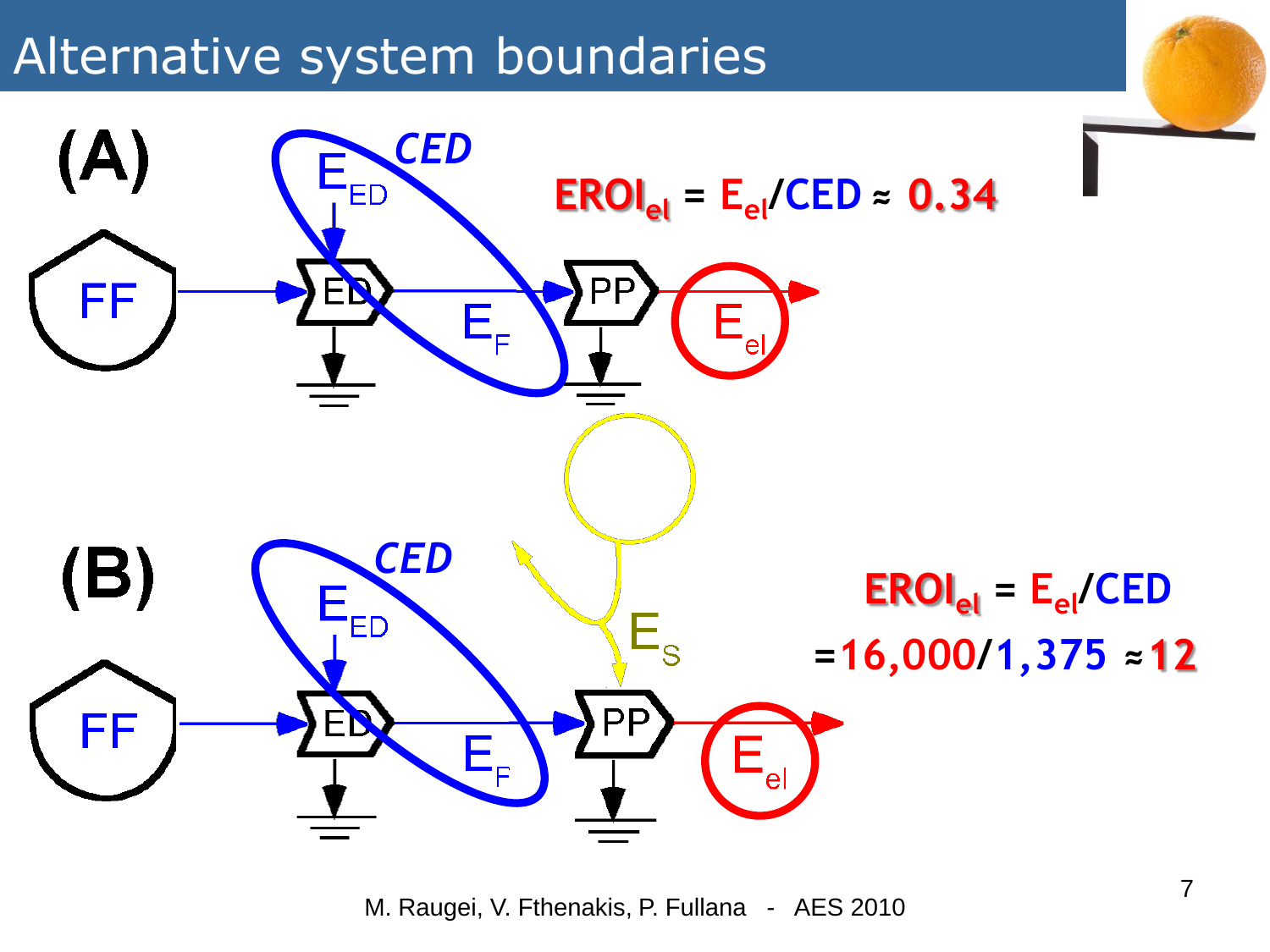# Alternative system boundaries

**(A)**

FF → ED → PP → $E_{el}$

CED ($E_{ED}$, $E_F$)

$$EROI_{el} = E_{el}/CED \approx 0.34$$

**(B)**

FF → ED → PP → $E_{el}$

CED ($E_{ED}$, $E_F$)

$E_S$

$$EROI_{el} = E_{el}/CED = 16{,}000/1{,}375 \approx 12$$

M. Raugei, V. Fthenakis, P. Fullana - AES 2010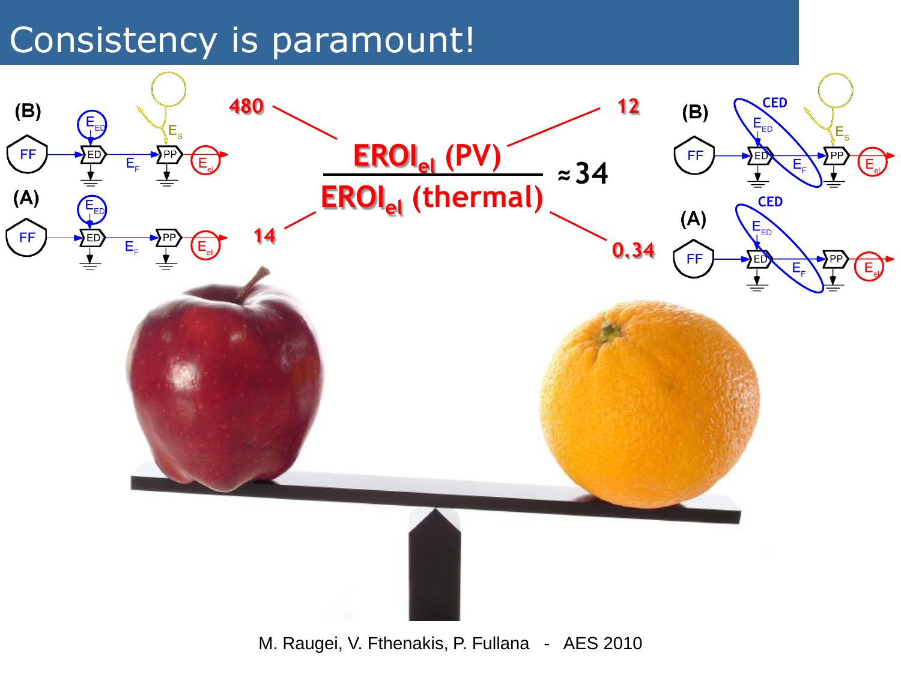# Consistency is paramount!

480 — 12

$$\frac{EROI_{el}\ (PV)}{EROI_{el}\ (thermal)} \approx 34$$

14 — 0.34

(B) FF → ED ($E_{ED}$) → $E_F$ → PP ($E_S$) → $E_{el}$

(A) FF → ED ($E_{ED}$) → $E_F$ → PP → $E_{el}$

(B) CED: FF → ED ($E_{ED}$) → $E_F$ → PP ($E_S$) → $E_{el}$

(A) CED: FF → ED ($E_{ED}$) → $E_F$ → PP → $E_{el}$

M. Raugei, V. Fthenakis, P. Fullana - AES 2010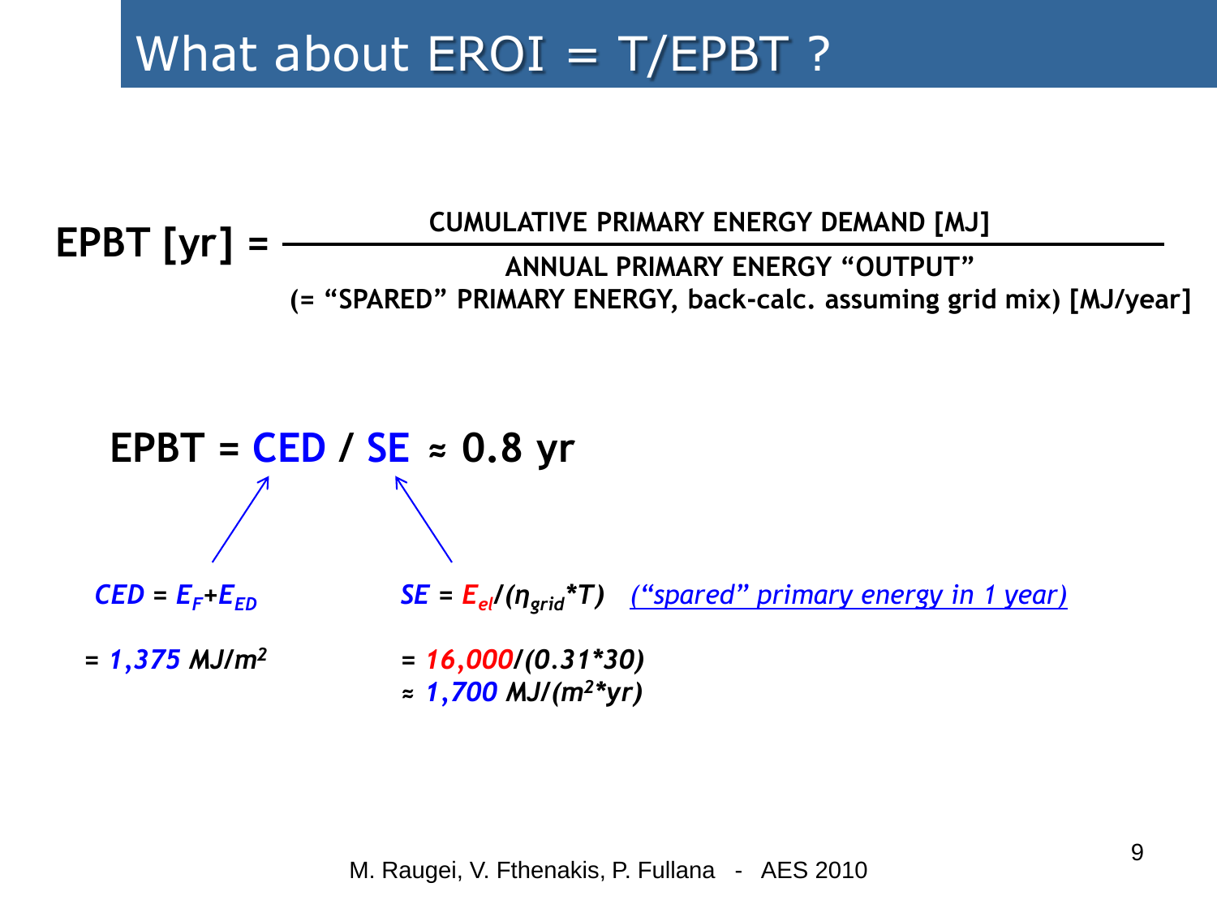# What about EROI = T/EPBT ?

$$\text{EPBT [yr]} = \frac{\text{CUMULATIVE PRIMARY ENERGY DEMAND [MJ]}}{\text{ANNUAL PRIMARY ENERGY "OUTPUT"}}$$

**(= "SPARED" PRIMARY ENERGY, back-calc. assuming grid mix) [MJ/year]**

$$\text{EPBT} = \text{CED} / \text{SE} \approx 0.8 \text{ yr}$$

$CED = E_F + E_{ED}$

$= 1{,}375$ MJ/m²

$SE = E_{el} / (\eta_{grid} * T)$ *("spared" primary energy in 1 year)*

$= 16{,}000 / (0.31*30)$

$\approx 1{,}700$ MJ/(m²*yr)

M. Raugei, V. Fthenakis, P. Fullana - AES 2010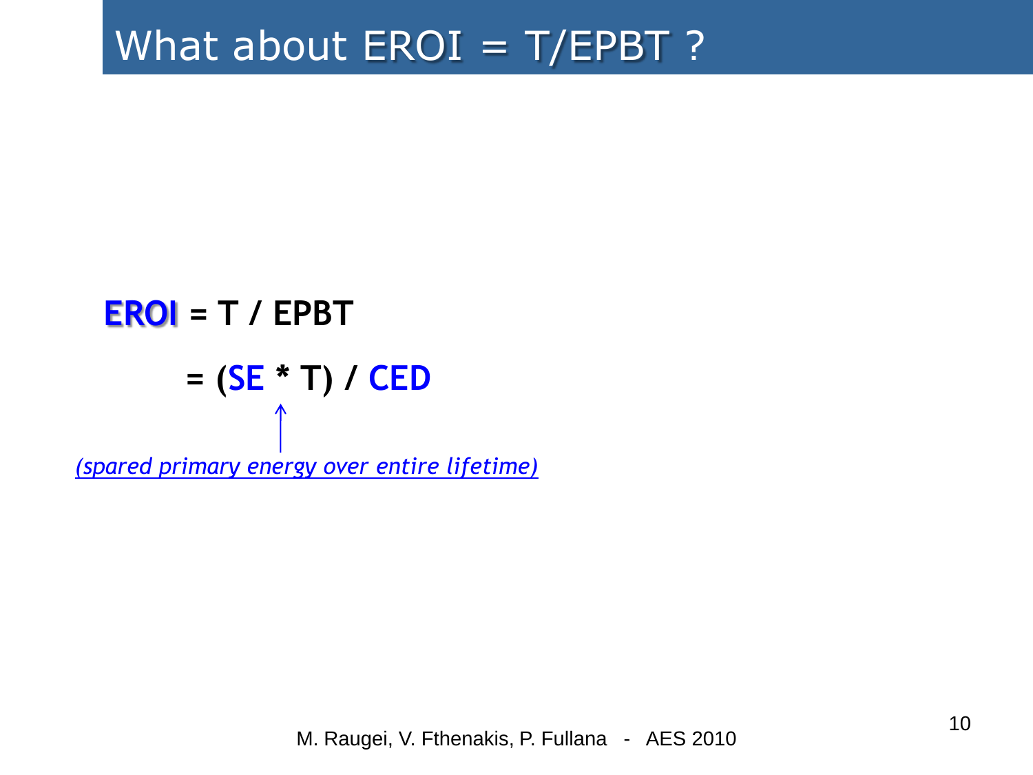# What about EROI = T/EPBT ?

**EROI** = T / EPBT

= (**SE** * T) / **CED**

*(spared primary energy over entire lifetime)*

M. Raugei, V. Fthenakis, P. Fullana - AES 2010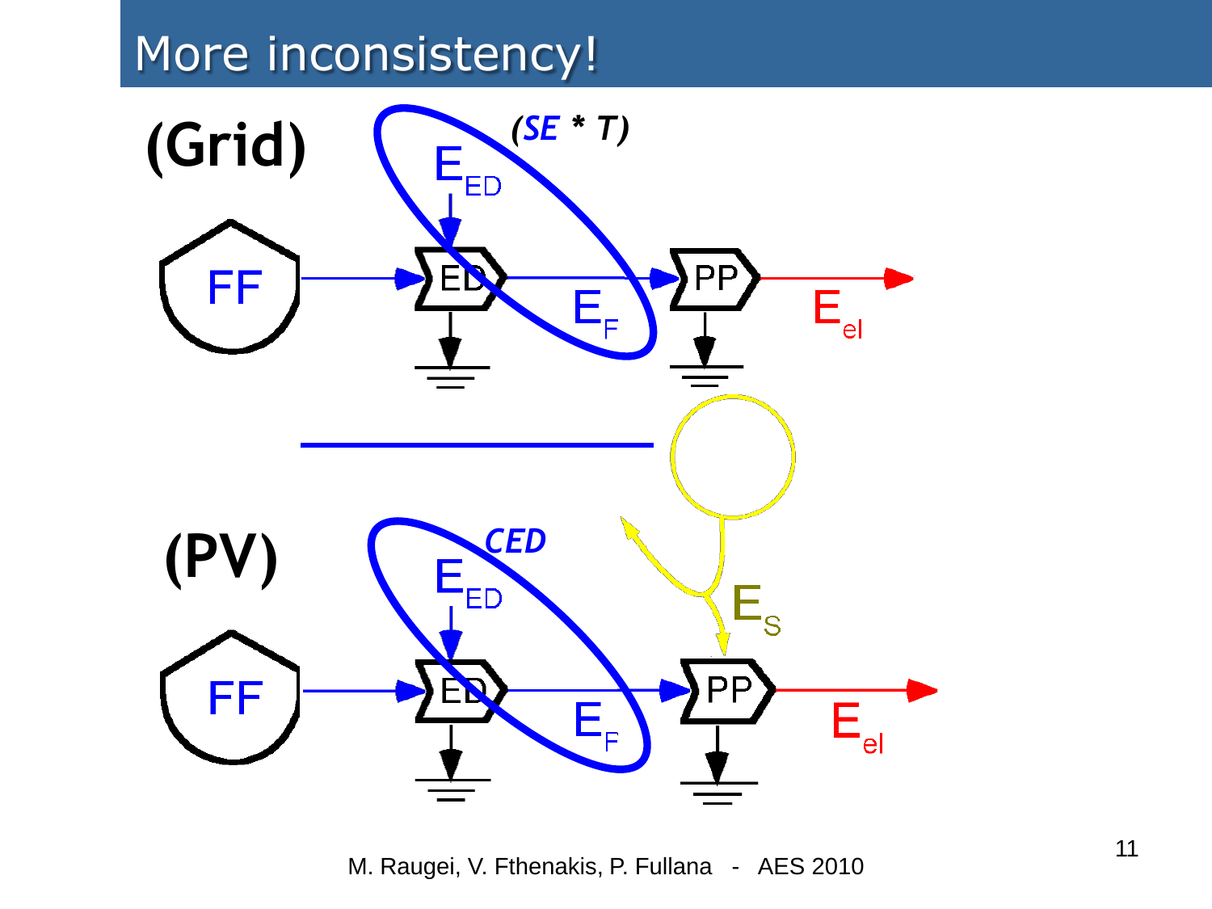# More inconsistency!

**(Grid)**

***(SE * T)***

$E_{ED}$

FF → ED → PP → $E_{el}$

$E_F$

**(PV)**

***CED***

$E_{ED}$

$E_S$

FF → ED → PP → $E_{el}$

$E_F$

M. Raugei, V. Fthenakis, P. Fullana - AES 2010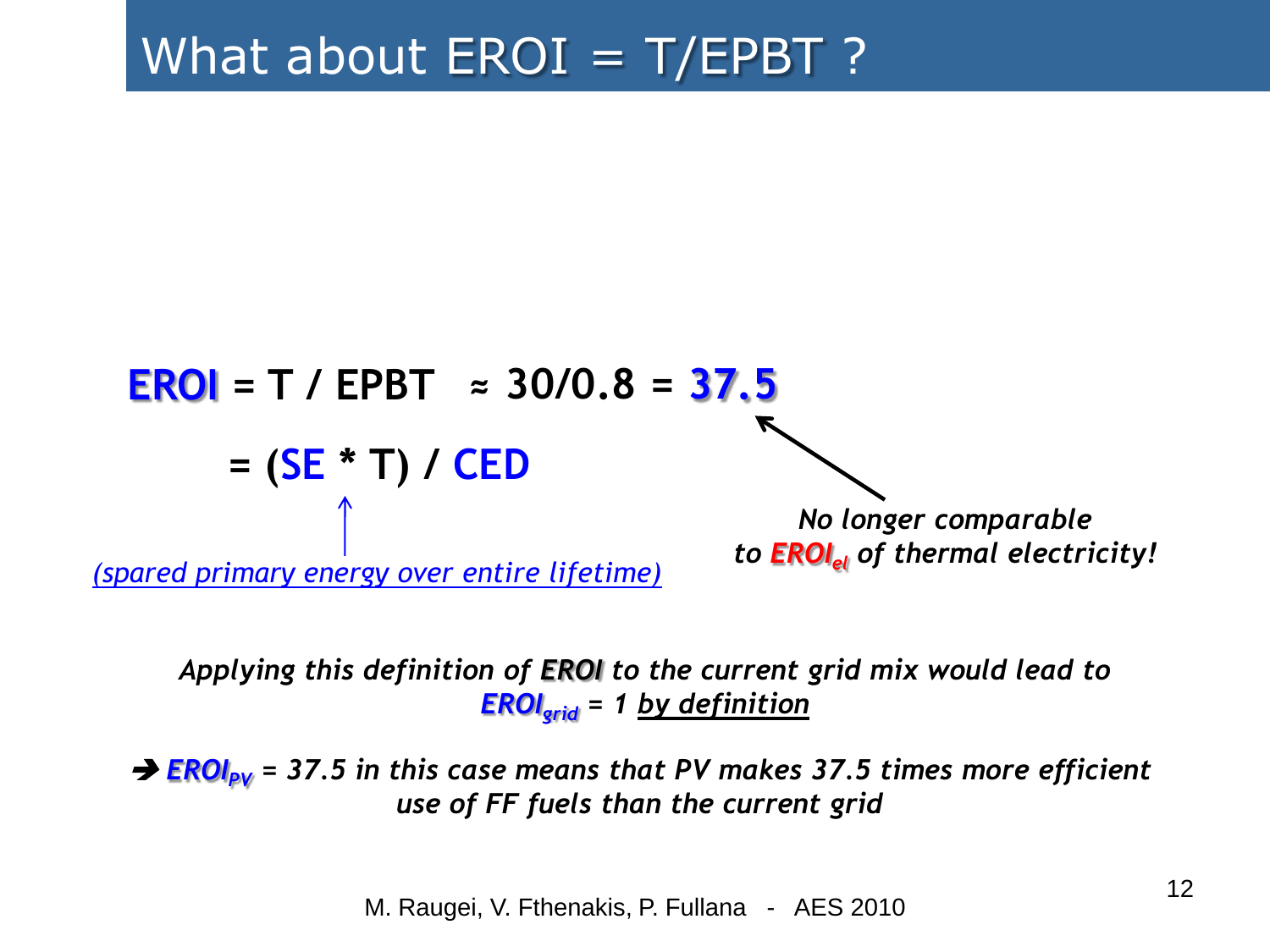# What about EROI = T/EPBT ?

$$EROI = T / EPBT \approx 30/0.8 = 37.5$$

$$= (SE * T) / CED$$

*(spared primary energy over entire lifetime)*

***No longer comparable to $EROI_{el}$ of thermal electricity!***

***Applying this definition of EROI to the current grid mix would lead to $EROI_{grid} = 1$ by definition***

***→ $EROI_{PV} = 37.5$ in this case means that PV makes 37.5 times more efficient use of FF fuels than the current grid***

M. Raugei, V. Fthenakis, P. Fullana - AES 2010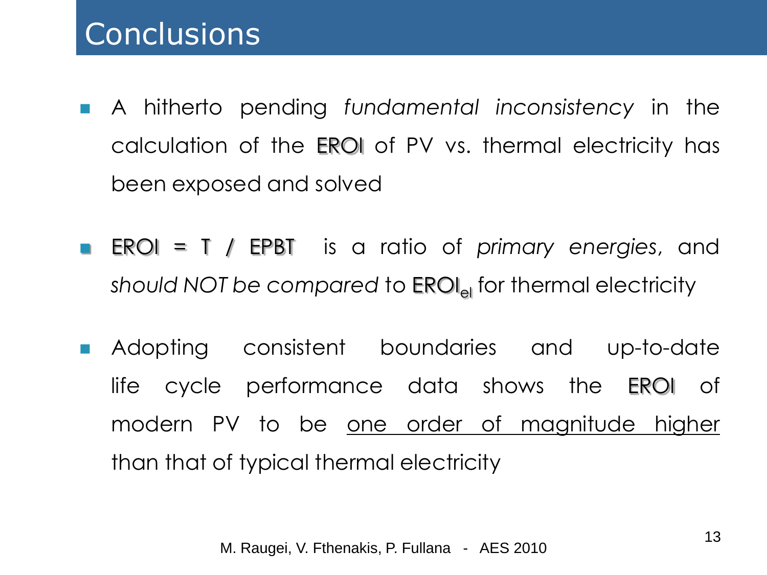# Conclusions

- A hitherto pending *fundamental inconsistency* in the calculation of the EROI of PV vs. thermal electricity has been exposed and solved

- EROI = T / EPBT is a ratio of *primary energies*, and *should NOT be compared* to $EROI_{el}$ for thermal electricity

- Adopting consistent boundaries and up-to-date life cycle performance data shows the EROI of modern PV to be <u>one order of magnitude higher</u> than that of typical thermal electricity

M. Raugei, V. Fthenakis, P. Fullana - AES 2010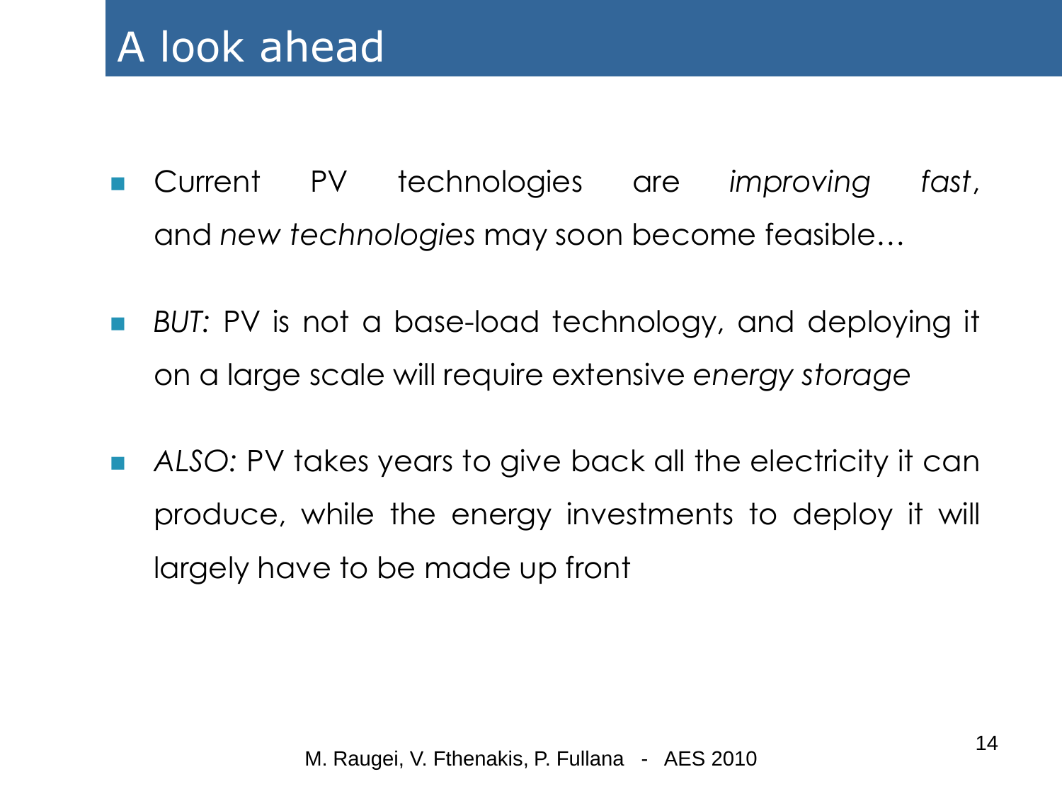# A look ahead

- Current PV technologies are *improving fast*, and *new technologies* may soon become feasible…
- *BUT:* PV is not a base-load technology, and deploying it on a large scale will require extensive *energy storage*
- *ALSO:* PV takes years to give back all the electricity it can produce, while the energy investments to deploy it will largely have to be made up front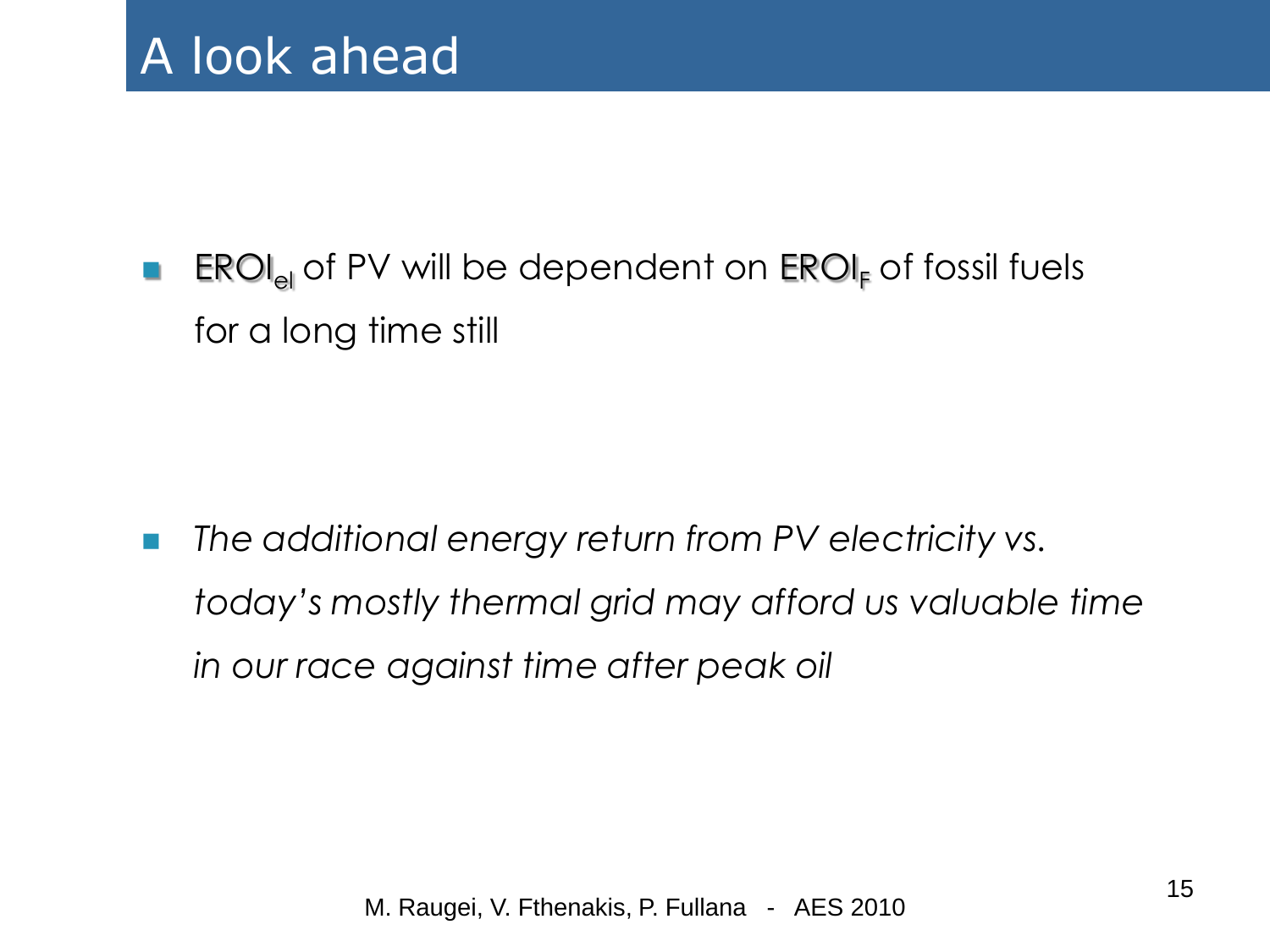# A look ahead

- $EROI_{el}$ of PV will be dependent on $EROI_F$ of fossil fuels for a long time still

- *The additional energy return from PV electricity vs. today's mostly thermal grid may afford us valuable time in our race against time after peak oil*